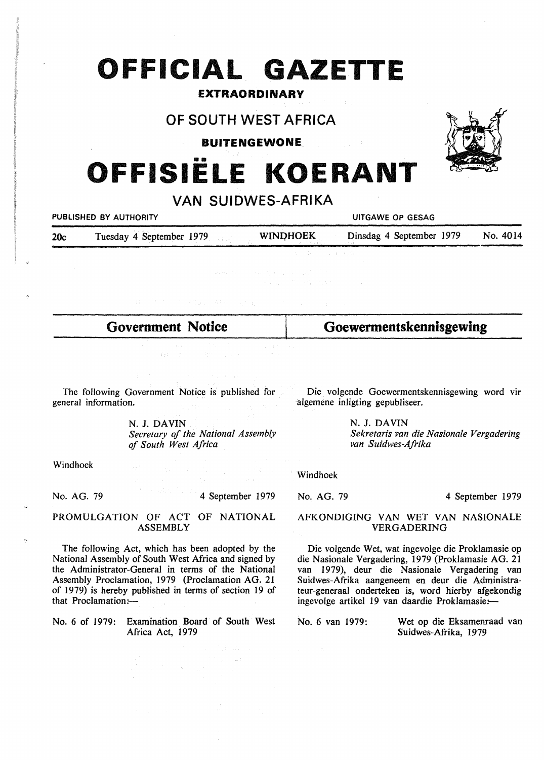# OFFICIAL GAZETTE

## EXTRAORDINARY

## OF SOUTH WEST AFRICA

## BUITENGEWONE

# OFFISIËLE KOERANT

## VAN SUIDWES-AFRIKA

PUBLISHED BY AUTHORITY — UITGAWE OP GESAG

20c — Tuesday 4 September 1979 — WINDHOEK — Dinsdag 4 September 1979 — No. 4014

## Government Notice

The following Government Notice is published for general information.

N. J. DAVIN
*Secretary of the National Assembly of South West Africa*

Windhoek

No. AG. 79 — 4 September 1979

PROMULGATION OF ACT OF NATIONAL ASSEMBLY

The following Act, which has been adopted by the National Assembly of South West Africa and signed by the Administrator-General in terms of the National Assembly Proclamation, 1979 (Proclamation AG. 21 of 1979) is hereby published in terms of section 19 of that Proclamation:—

No. 6 of 1979: Examination Board of South West Africa Act, 1979

## Goewermentskennisgewing

Die volgende Goewermentskennisgewing word vir algemene inligting gepubliseer.

N. J. DAVIN
*Sekretaris van die Nasionale Vergadering van Suidwes-Afrika*

Windhoek

No. AG. 79 — 4 September 1979

AFKONDIGING VAN WET VAN NASIONALE VERGADERING

Die volgende Wet, wat ingevolge die Proklamasie op die Nasionale Vergadering, 1979 (Proklamasie AG. 21 van 1979), deur die Nasionale Vergadering van Suidwes-Afrika aangeneem en deur die Administrateur-generaal onderteken is, word hierby afgekondig ingevolge artikel 19 van daardie Proklamasie:—

No. 6 van 1979: Wet op die Eksamenraad van Suidwes-Afrika, 1979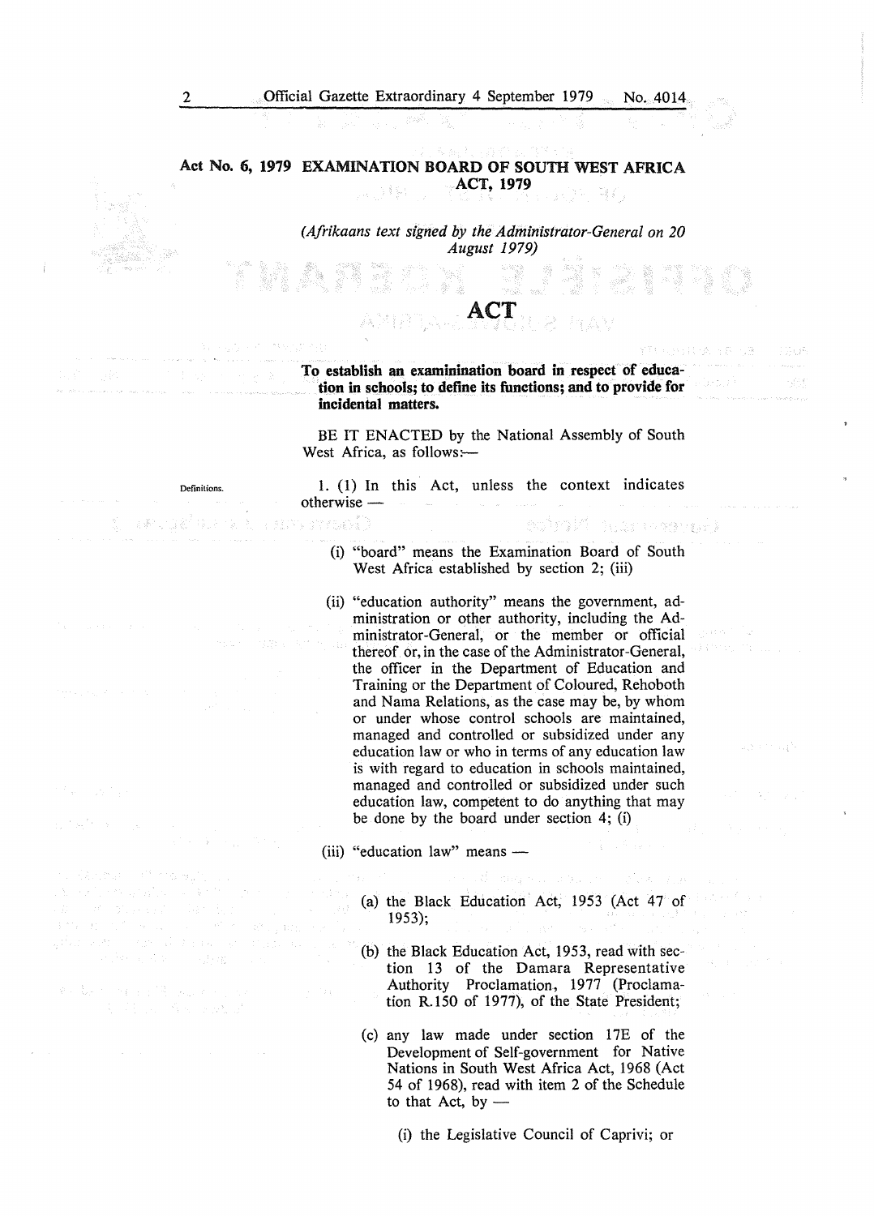## Act No. 6, 1979 EXAMINATION BOARD OF SOUTH WEST AFRICA ACT, 1979

*(Afrikaans text signed by the Administrator-General on 20 August 1979)*

# ACT

**To establish an examinination board in respect of education in schools; to define its functions; and to provide for incidental matters.**

BE IT ENACTED by the National Assembly of South West Africa, as follows:—

Definitions.

1. (1) In this Act, unless the context indicates otherwise —

(i) "board" means the Examination Board of South West Africa established by section 2; (iii)

(ii) "education authority" means the government, administration or other authority, including the Administrator-General, or the member or official thereof or, in the case of the Administrator-General, the officer in the Department of Education and Training or the Department of Coloured, Rehoboth and Nama Relations, as the case may be, by whom or under whose control schools are maintained, managed and controlled or subsidized under any education law or who in terms of any education law is with regard to education in schools maintained, managed and controlled or subsidized under such education law, competent to do anything that may be done by the board under section 4; (i)

(iii) "education law" means —

(a) the Black Education Act, 1953 (Act 47 of 1953);

(b) the Black Education Act, 1953, read with section 13 of the Damara Representative Authority Proclamation, 1977 (Proclamation R.150 of 1977), of the State President;

(c) any law made under section 17E of the Development of Self-government for Native Nations in South West Africa Act, 1968 (Act 54 of 1968), read with item 2 of the Schedule to that Act, by —

(i) the Legislative Council of Caprivi; or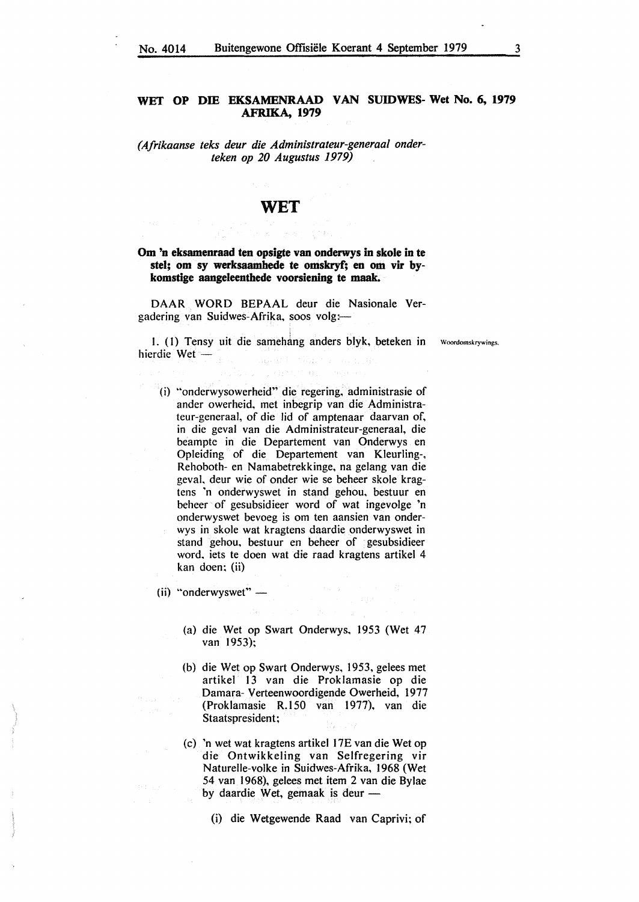**WET OP DIE EKSAMENRAAD VAN SUIDWES-AFRIKA, 1979** — **Wet No. 6, 1979**

*(Afrikaanse teks deur die Administrateur-generaal onderteken op 20 Augustus 1979)*

# WET

**Om 'n eksamenraad ten opsigte van onderwys in skole in te stel; om sy werksaamhede te omskryf; en om vir bykomstige aangeleenthede voorsiening te maak.**

DAAR WORD BEPAAL deur die Nasionale Vergadering van Suidwes-Afrika, soos volg:—

Woordomskrywings.

1. (1) Tensy uit die samehang anders blyk, beteken in hierdie Wet —

(i) "onderwysowerheid" die regering, administrasie of ander owerheid, met inbegrip van die Administrateur-generaal, of die lid of amptenaar daarvan of, in die geval van die Administrateur-generaal, die beampte in die Departement van Onderwys en Opleiding of die Departement van Kleurling-, Rehoboth- en Namabetrekkinge, na gelang van die geval, deur wie of onder wie se beheer skole kragtens 'n onderwyswet in stand gehou, bestuur en beheer of gesubsidieer word of wat ingevolge 'n onderwyswet bevoeg is om ten aansien van onderwys in skole wat kragtens daardie onderwyswet in stand gehou, bestuur en beheer of gesubsidieer word, iets te doen wat die raad kragtens artikel 4 kan doen; (ii)

(ii) "onderwyswet" —

(a) die Wet op Swart Onderwys, 1953 (Wet 47 van 1953);

(b) die Wet op Swart Onderwys, 1953, gelees met artikel 13 van die Proklamasie op die Damara- Verteenwoordigende Owerheid, 1977 (Proklamasie R.150 van 1977), van die Staatspresident;

(c) 'n wet wat kragtens artikel 17E van die Wet op die Ontwikkeling van Selfregering vir Naturelle-volke in Suidwes-Afrika, 1968 (Wet 54 van 1968), gelees met item 2 van die Bylae by daardie Wet, gemaak is deur —

(i) die Wetgewende Raad van Caprivi; of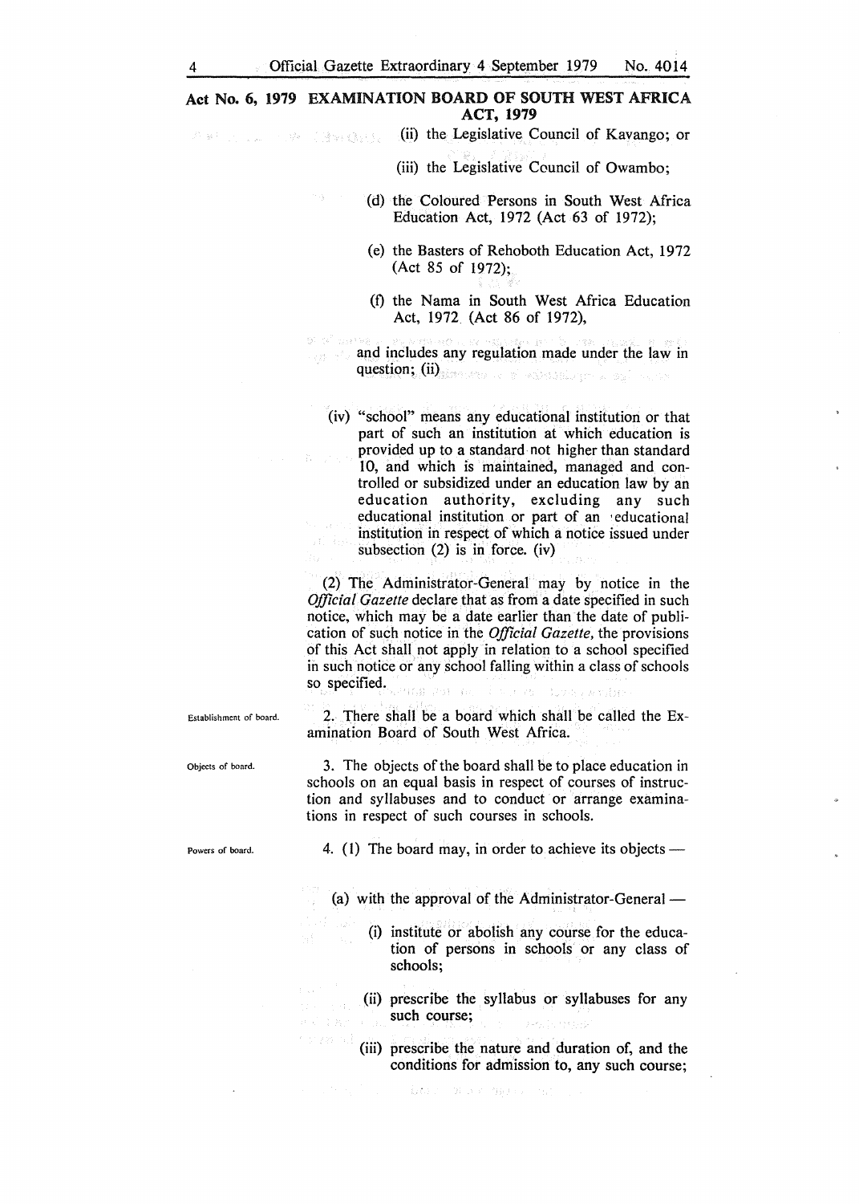**Act No. 6, 1979 EXAMINATION BOARD OF SOUTH WEST AFRICA ACT, 1979**

(ii) the Legislative Council of Kavango; or

(iii) the Legislative Council of Owambo;

(d) the Coloured Persons in South West Africa Education Act, 1972 (Act 63 of 1972);

(e) the Basters of Rehoboth Education Act, 1972 (Act 85 of 1972);

(f) the Nama in South West Africa Education Act, 1972 (Act 86 of 1972),

and includes any regulation made under the law in question; (ii)

(iv) "school" means any educational institution or that part of such an institution at which education is provided up to a standard not higher than standard 10, and which is maintained, managed and controlled or subsidized under an education law by an education authority, excluding any such educational institution or part of an educational institution in respect of which a notice issued under subsection (2) is in force. (iv)

(2) The Administrator-General may by notice in the *Official Gazette* declare that as from a date specified in such notice, which may be a date earlier than the date of publication of such notice in the *Official Gazette,* the provisions of this Act shall not apply in relation to a school specified in such notice or any school falling within a class of schools so specified.

Establishment of board.

2. There shall be a board which shall be called the Examination Board of South West Africa.

Objects of board.

3. The objects of the board shall be to place education in schools on an equal basis in respect of courses of instruction and syllabuses and to conduct or arrange examinations in respect of such courses in schools.

Powers of board.

4. (1) The board may, in order to achieve its objects —

(a) with the approval of the Administrator-General —

(i) institute or abolish any course for the education of persons in schools or any class of schools;

(ii) prescribe the syllabus or syllabuses for any such course;

(iii) prescribe the nature and duration of, and the conditions for admission to, any such course;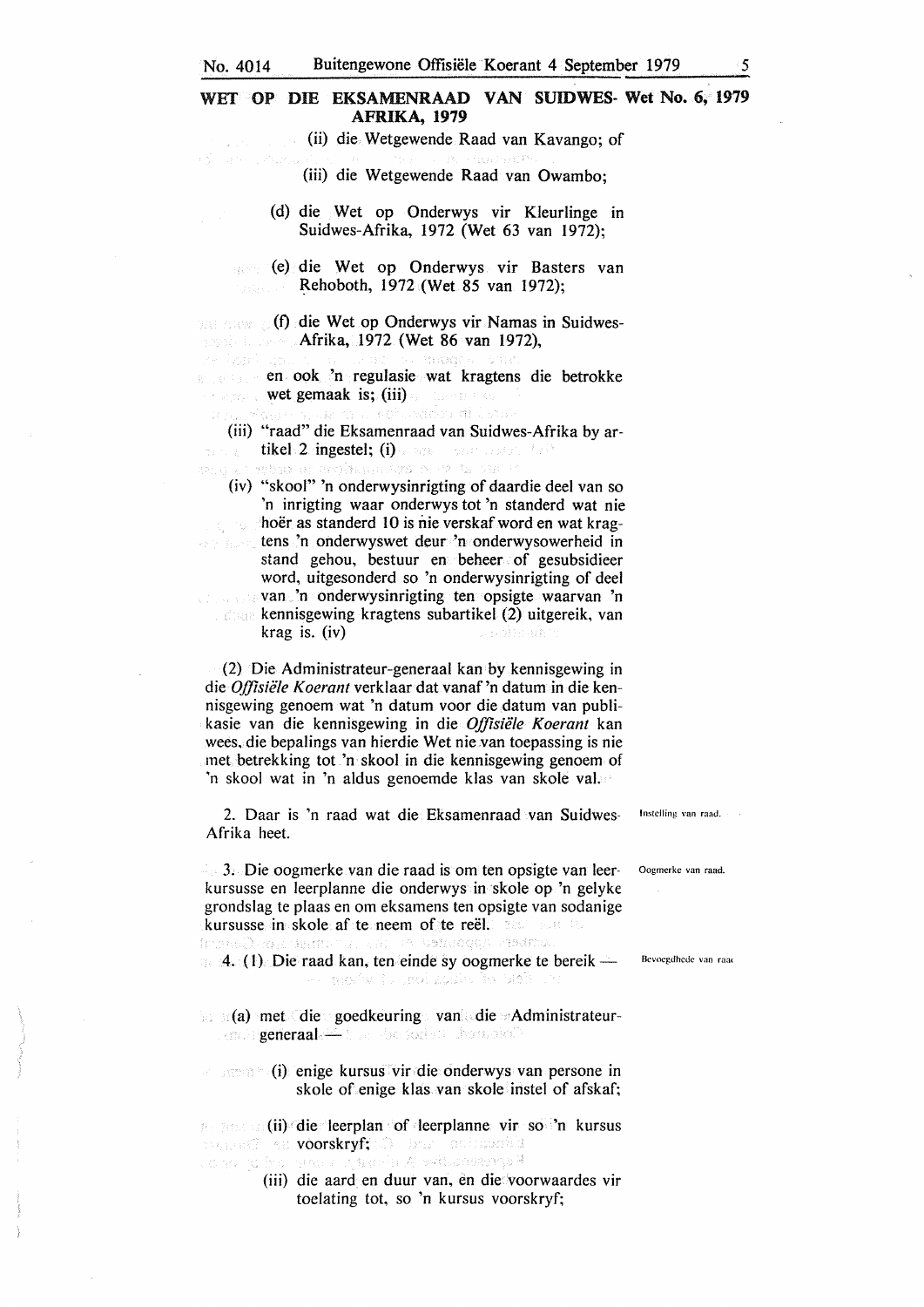**WET OP DIE EKSAMENRAAD VAN SUIDWES-AFRIKA, 1979** — Wet No. 6, 1979

(ii) die Wetgewende Raad van Kavango; of

(iii) die Wetgewende Raad van Owambo;

(d) die Wet op Onderwys vir Kleurlinge in Suidwes-Afrika, 1972 (Wet 63 van 1972);

(e) die Wet op Onderwys vir Basters van Rehoboth, 1972 (Wet 85 van 1972);

(f) die Wet op Onderwys vir Namas in Suidwes-Afrika, 1972 (Wet 86 van 1972),

en ook 'n regulasie wat kragtens die betrokke wet gemaak is; (iii)

(iii) "raad" die Eksamenraad van Suidwes-Afrika by artikel 2 ingestel; (i)

(iv) "skool" 'n onderwysinrigting of daardie deel van so 'n inrigting waar onderwys tot 'n standerd wat nie hoër as standerd 10 is nie verskaf word en wat kragtens 'n onderwyswet deur 'n onderwysowerheid in stand gehou, bestuur en beheer of gesubsidieer word, uitgesonderd so 'n onderwysinrigting of deel van 'n onderwysinrigting ten opsigte waarvan 'n kennisgewing kragtens subartikel (2) uitgereik, van krag is. (iv)

(2) Die Administrateur-generaal kan by kennisgewing in die *Offisiële Koerant* verklaar dat vanaf 'n datum in die kennisgewing genoem wat 'n datum voor die datum van publikasie van die kennisgewing in die *Offisiële Koerant* kan wees, die bepalings van hierdie Wet nie van toepassing is nie met betrekking tot 'n skool in die kennisgewing genoem of 'n skool wat in 'n aldus genoemde klas van skole val.

Instelling van raad.

2. Daar is 'n raad wat die Eksamenraad van Suidwes-Afrika heet.

Oogmerke van raad.

3. Die oogmerke van die raad is om ten opsigte van leerkursusse en leerplanne die onderwys in skole op 'n gelyke grondslag te plaas en om eksamens ten opsigte van sodanige kursusse in skole af te neem of te reël.

Bevoegdhede van raad

4. (1) Die raad kan, ten einde sy oogmerke te bereik —

(a) met die goedkeuring van die Administrateur-generaal —

(i) enige kursus vir die onderwys van persone in skole of enige klas van skole instel of afskaf;

(ii) die leerplan of leerplanne vir so 'n kursus voorskryf;

(iii) die aard en duur van, en die voorwaardes vir toelating tot, so 'n kursus voorskryf;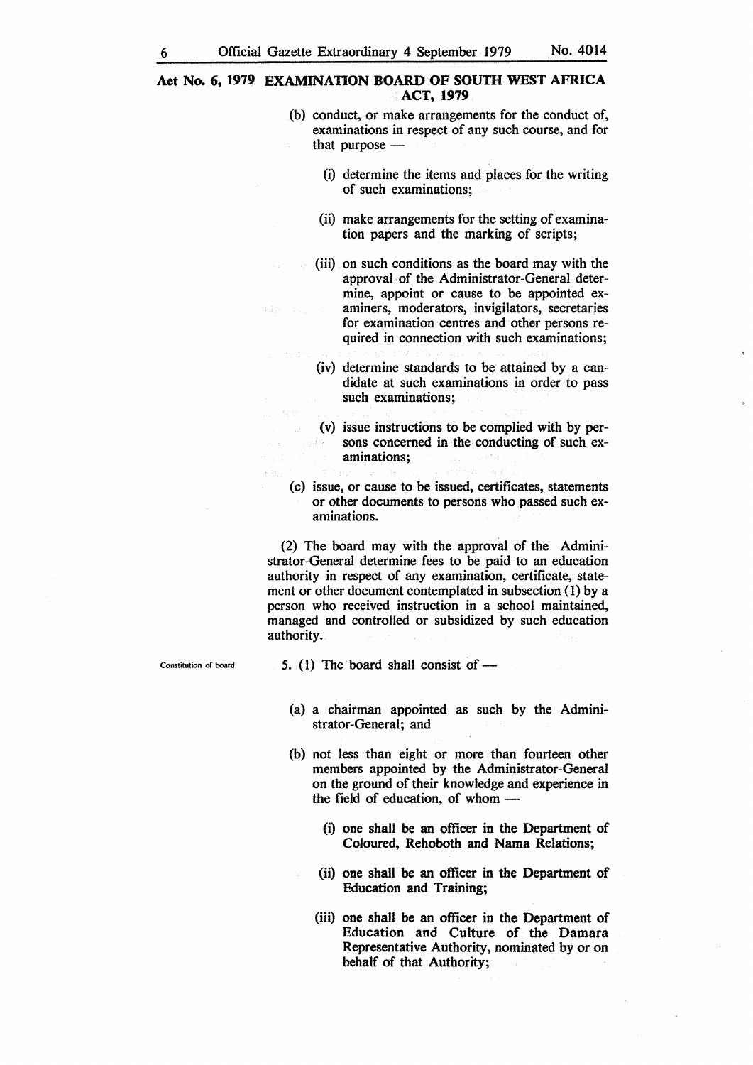(b) conduct, or make arrangements for the conduct of, examinations in respect of any such course, and for that purpose —

(i) determine the items and places for the writing of such examinations;

(ii) make arrangements for the setting of examination papers and the marking of scripts;

(iii) on such conditions as the board may with the approval of the Administrator-General determine, appoint or cause to be appointed examiners, moderators, invigilators, secretaries for examination centres and other persons required in connection with such examinations;

(iv) determine standards to be attained by a candidate at such examinations in order to pass such examinations;

(v) issue instructions to be complied with by persons concerned in the conducting of such examinations;

(c) issue, or cause to be issued, certificates, statements or other documents to persons who passed such examinations.

(2) The board may with the approval of the Administrator-General determine fees to be paid to an education authority in respect of any examination, certificate, statement or other document contemplated in subsection (1) by a person who received instruction in a school maintained, managed and controlled or subsidized by such education authority.

Constitution of board.

5. (1) The board shall consist of —

(a) a chairman appointed as such by the Administrator-General; and

(b) not less than eight or more than fourteen other members appointed by the Administrator-General on the ground of their knowledge and experience in the field of education, of whom —

(i) one shall be an officer in the Department of Coloured, Rehoboth and Nama Relations;

(ii) one shall be an officer in the Department of Education and Training;

(iii) one shall be an officer in the Department of Education and Culture of the Damara Representative Authority, nominated by or on behalf of that Authority;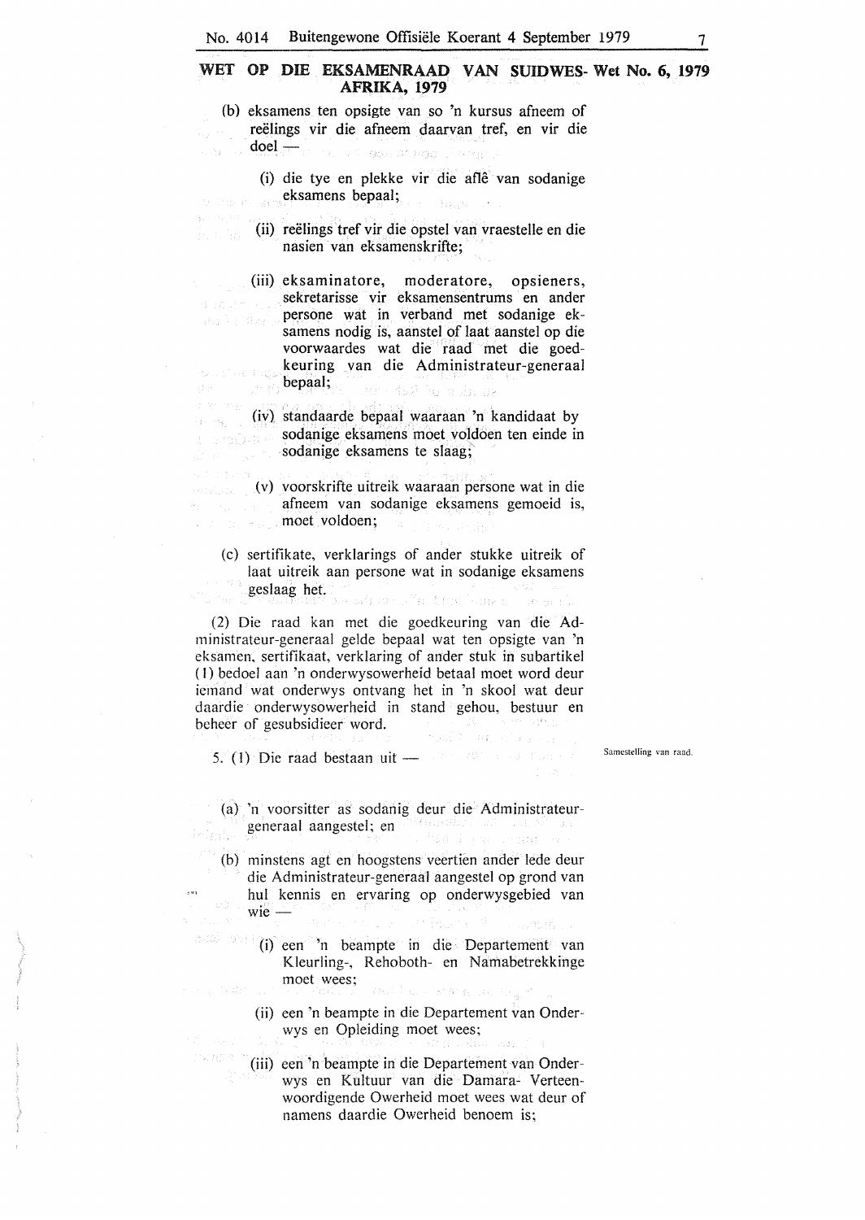**WET OP DIE EKSAMENRAAD VAN SUIDWES-AFRIKA, 1979** — **Wet No. 6, 1979**

(b) eksamens ten opsigte van so 'n kursus afneem of reëlings vir die afneem daarvan tref, en vir die doel —

(i) die tye en plekke vir die aflê van sodanige eksamens bepaal;

(ii) reëlings tref vir die opstel van vraestelle en die nasien van eksamenskrifte;

(iii) eksaminatore, moderatore, opsieners, sekretarisse vir eksamensentrums en ander persone wat in verband met sodanige eksamens nodig is, aanstel of laat aanstel op die voorwaardes wat die raad met die goedkeuring van die Administrateur-generaal bepaal;

(iv) standaarde bepaal waaraan 'n kandidaat by sodanige eksamens moet voldoen ten einde in sodanige eksamens te slaag;

(v) voorskrifte uitreik waaraan persone wat in die afneem van sodanige eksamens gemoeid is, moet voldoen;

(c) sertifikate, verklarings of ander stukke uitreik of laat uitreik aan persone wat in sodanige eksamens geslaag het.

(2) Die raad kan met die goedkeuring van die Administrateur-generaal gelde bepaal wat ten opsigte van 'n eksamen, sertifikaat, verklaring of ander stuk in subartikel (1) bedoel aan 'n onderwysowerheid betaal moet word deur iemand wat onderwys ontvang het in 'n skool wat deur daardie onderwysowerheid in stand gehou, bestuur en beheer of gesubsidieer word.

Samestelling van raad.

5. (1) Die raad bestaan uit —

(a) 'n voorsitter as sodanig deur die Administrateur-generaal aangestel; en

(b) minstens agt en hoogstens veertien ander lede deur die Administrateur-generaal aangestel op grond van hul kennis en ervaring op onderwysgebied van wie —

(i) een 'n beampte in die Departement van Kleurling-, Rehoboth- en Namabetrekkinge moet wees;

(ii) een 'n beampte in die Departement van Onderwys en Opleiding moet wees;

(iii) een 'n beampte in die Departement van Onderwys en Kultuur van die Damara- Verteenwoordigende Owerheid moet wees wat deur of namens daardie Owerheid benoem is;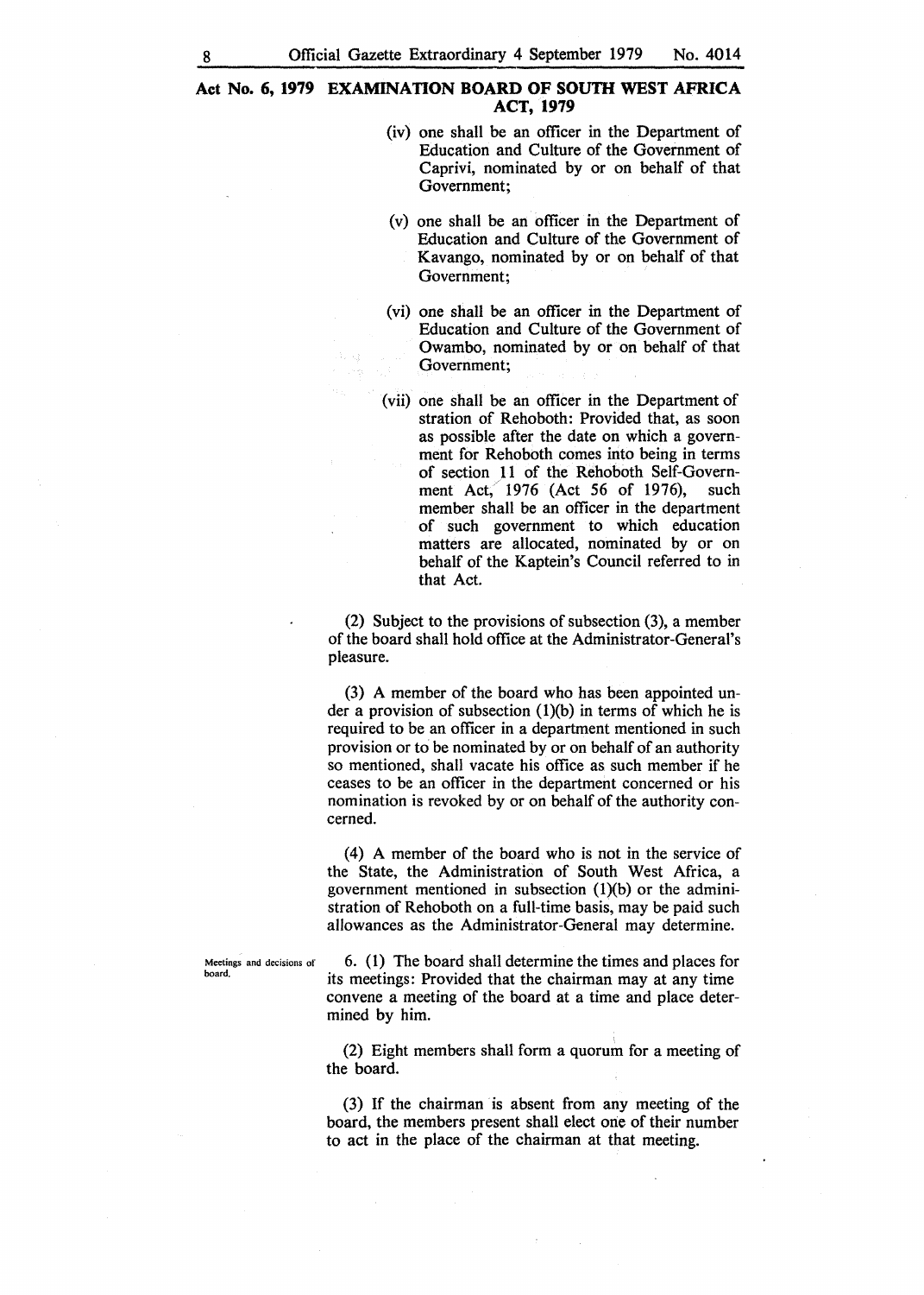(iv) one shall be an officer in the Department of Education and Culture of the Government of Caprivi, nominated by or on behalf of that Government;

(v) one shall be an officer in the Department of Education and Culture of the Government of Kavango, nominated by or on behalf of that Government;

(vi) one shall be an officer in the Department of Education and Culture of the Government of Owambo, nominated by or on behalf of that Government;

(vii) one shall be an officer in the Department of stration of Rehoboth: Provided that, as soon as possible after the date on which a government for Rehoboth comes into being in terms of section 11 of the Rehoboth Self-Government Act, 1976 (Act 56 of 1976), such member shall be an officer in the department of such government to which education matters are allocated, nominated by or on behalf of the Kaptein's Council referred to in that Act.

(2) Subject to the provisions of subsection (3), a member of the board shall hold office at the Administrator-General's pleasure.

(3) A member of the board who has been appointed under a provision of subsection (1)(b) in terms of which he is required to be an officer in a department mentioned in such provision or to be nominated by or on behalf of an authority so mentioned, shall vacate his office as such member if he ceases to be an officer in the department concerned or his nomination is revoked by or on behalf of the authority concerned.

(4) A member of the board who is not in the service of the State, the Administration of South West Africa, a government mentioned in subsection (1)(b) or the administration of Rehoboth on a full-time basis, may be paid such allowances as the Administrator-General may determine.

**Meetings and decisions of board.**

6. (1) The board shall determine the times and places for its meetings: Provided that the chairman may at any time convene a meeting of the board at a time and place determined by him.

(2) Eight members shall form a quorum for a meeting of the board.

(3) If the chairman is absent from any meeting of the board, the members present shall elect one of their number to act in the place of the chairman at that meeting.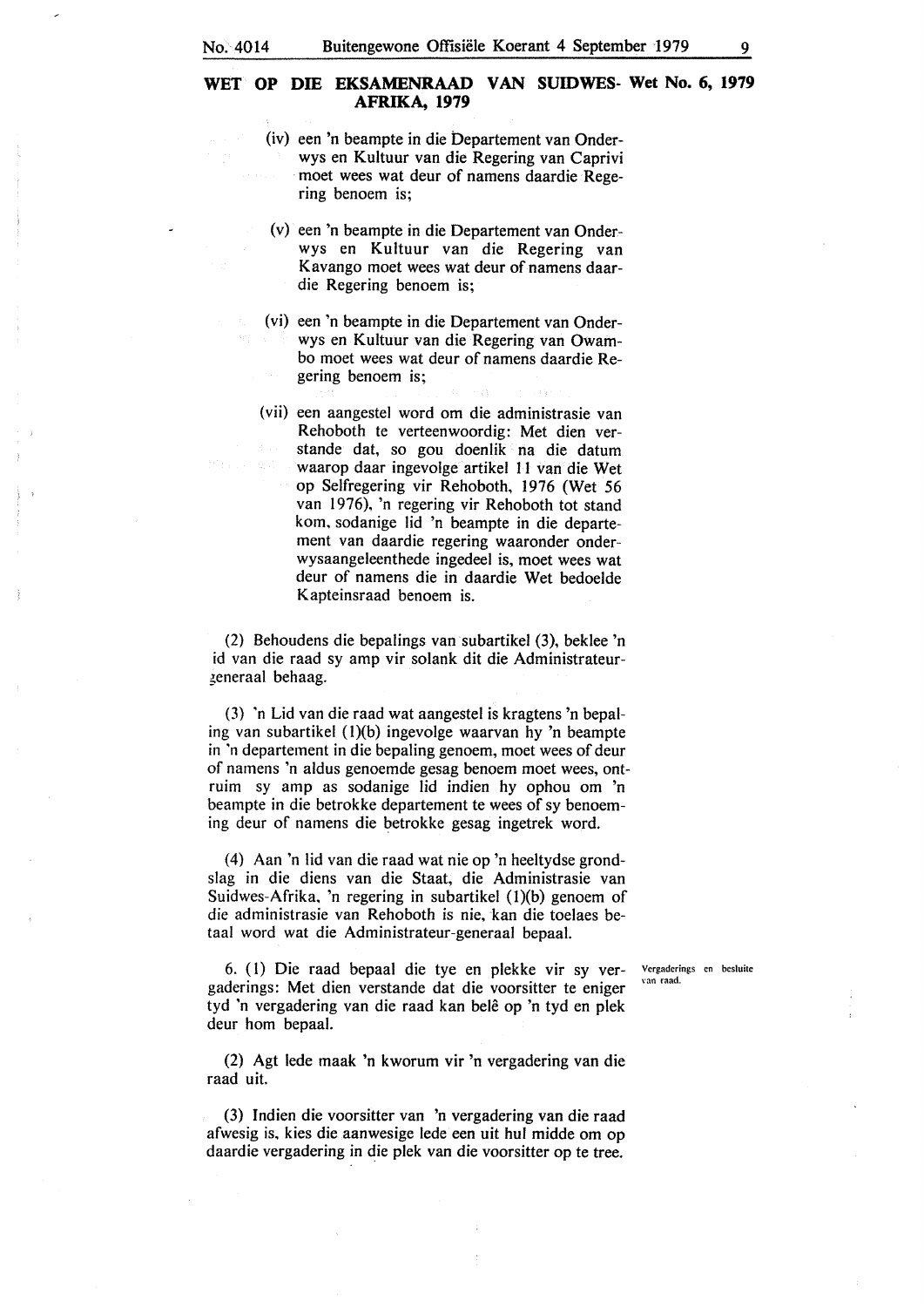## WET OP DIE EKSAMENRAAD VAN SUIDWES-AFRIKA, 1979

**Wet No. 6, 1979**

(iv) een 'n beampte in die Departement van Onderwys en Kultuur van die Regering van Caprivi moet wees wat deur of namens daardie Regering benoem is;

(v) een 'n beampte in die Departement van Onderwys en Kultuur van die Regering van Kavango moet wees wat deur of namens daardie Regering benoem is;

(vi) een 'n beampte in die Departement van Onderwys en Kultuur van die Regering van Owambo moet wees wat deur of namens daardie Regering benoem is;

(vii) een aangestel word om die administrasie van Rehoboth te verteenwoordig: Met dien verstande dat, so gou doenlik na die datum waarop daar ingevolge artikel 11 van die Wet op Selfregering vir Rehoboth, 1976 (Wet 56 van 1976), 'n regering vir Rehoboth tot stand kom, sodanige lid 'n beampte in die departement van daardie regering waaronder onderwysaangeleenthede ingedeel is, moet wees wat deur of namens die in daardie Wet bedoelde Kapteinsraad benoem is.

(2) Behoudens die bepalings van subartikel (3), beklee 'n lid van die raad sy amp vir solank dit die Administrateur-generaal behaag.

(3) 'n Lid van die raad wat aangestel is kragtens 'n bepaling van subartikel (1)(b) ingevolge waarvan hy 'n beampte in 'n departement in die bepaling genoem, moet wees of deur of namens 'n aldus genoemde gesag benoem moet wees, ontruim sy amp as sodanige lid indien hy ophou om 'n beampte in die betrokke departement te wees of sy benoeming deur of namens die betrokke gesag ingetrek word.

(4) Aan 'n lid van die raad wat nie op 'n heeltydse grondslag in die diens van die Staat, die Administrasie van Suidwes-Afrika, 'n regering in subartikel (1)(b) genoem of die administrasie van Rehoboth is nie, kan die toelaes betaal word wat die Administrateur-generaal bepaal.

*Vergaderings en besluite van raad.*

6. (1) Die raad bepaal die tye en plekke vir sy vergaderings: Met dien verstande dat die voorsitter te eniger tyd 'n vergadering van die raad kan belê op 'n tyd en plek deur hom bepaal.

(2) Agt lede maak 'n kworum vir 'n vergadering van die raad uit.

(3) Indien die voorsitter van 'n vergadering van die raad afwesig is, kies die aanwesige lede een uit hul midde om op daardie vergadering in die plek van die voorsitter op te tree.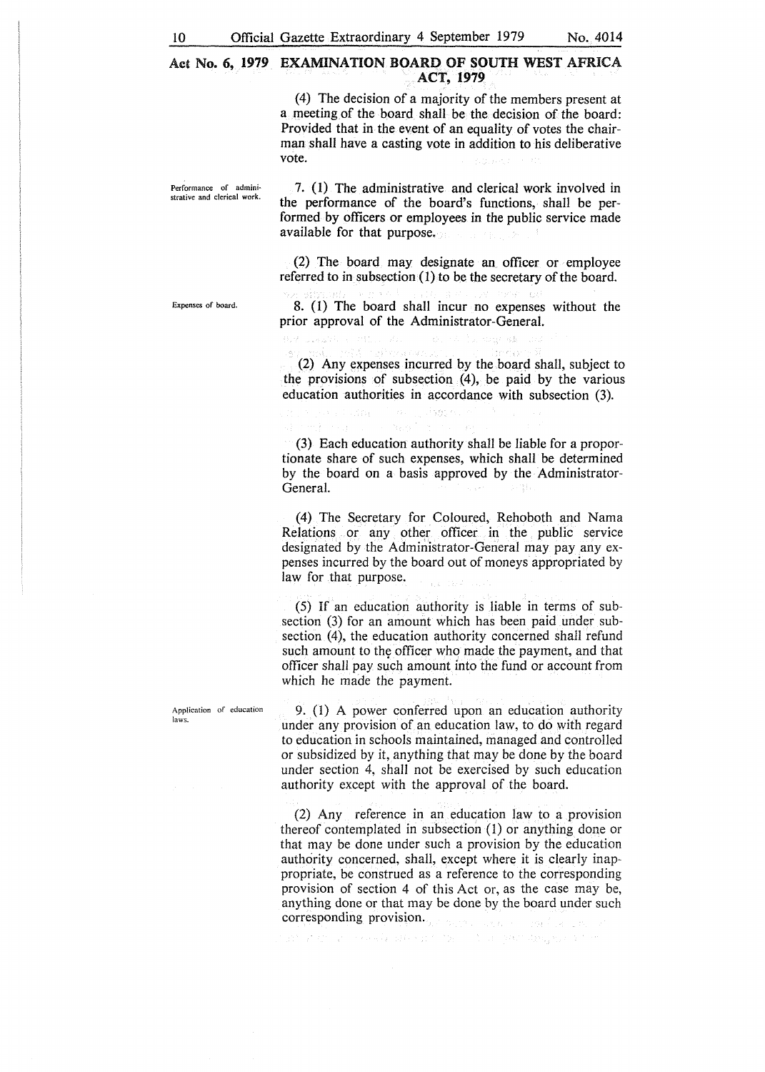**Act No. 6, 1979 EXAMINATION BOARD OF SOUTH WEST AFRICA ACT, 1979**

(4) The decision of a majority of the members present at a meeting of the board shall be the decision of the board: Provided that in the event of an equality of votes the chairman shall have a casting vote in addition to his deliberative vote.

*Performance of administrative and clerical work.*

7. (1) The administrative and clerical work involved in the performance of the board's functions, shall be performed by officers or employees in the public service made available for that purpose.

(2) The board may designate an officer or employee referred to in subsection (1) to be the secretary of the board.

*Expenses of board.*

8. (1) The board shall incur no expenses without the prior approval of the Administrator-General.

(2) Any expenses incurred by the board shall, subject to the provisions of subsection (4), be paid by the various education authorities in accordance with subsection (3).

(3) Each education authority shall be liable for a proportionate share of such expenses, which shall be determined by the board on a basis approved by the Administrator-General.

(4) The Secretary for Coloured, Rehoboth and Nama Relations or any other officer in the public service designated by the Administrator-General may pay any expenses incurred by the board out of moneys appropriated by law for that purpose.

(5) If an education authority is liable in terms of subsection (3) for an amount which has been paid under subsection (4), the education authority concerned shall refund such amount to the officer who made the payment, and that officer shall pay such amount into the fund or account from which he made the payment.

*Application of education laws.*

9. (1) A power conferred upon an education authority under any provision of an education law, to do with regard to education in schools maintained, managed and controlled or subsidized by it, anything that may be done by the board under section 4, shall not be exercised by such education authority except with the approval of the board.

(2) Any reference in an education law to a provision thereof contemplated in subsection (1) or anything done or that may be done under such a provision by the education authority concerned, shall, except where it is clearly inappropriate, be construed as a reference to the corresponding provision of section 4 of this Act or, as the case may be, anything done or that may be done by the board under such corresponding provision.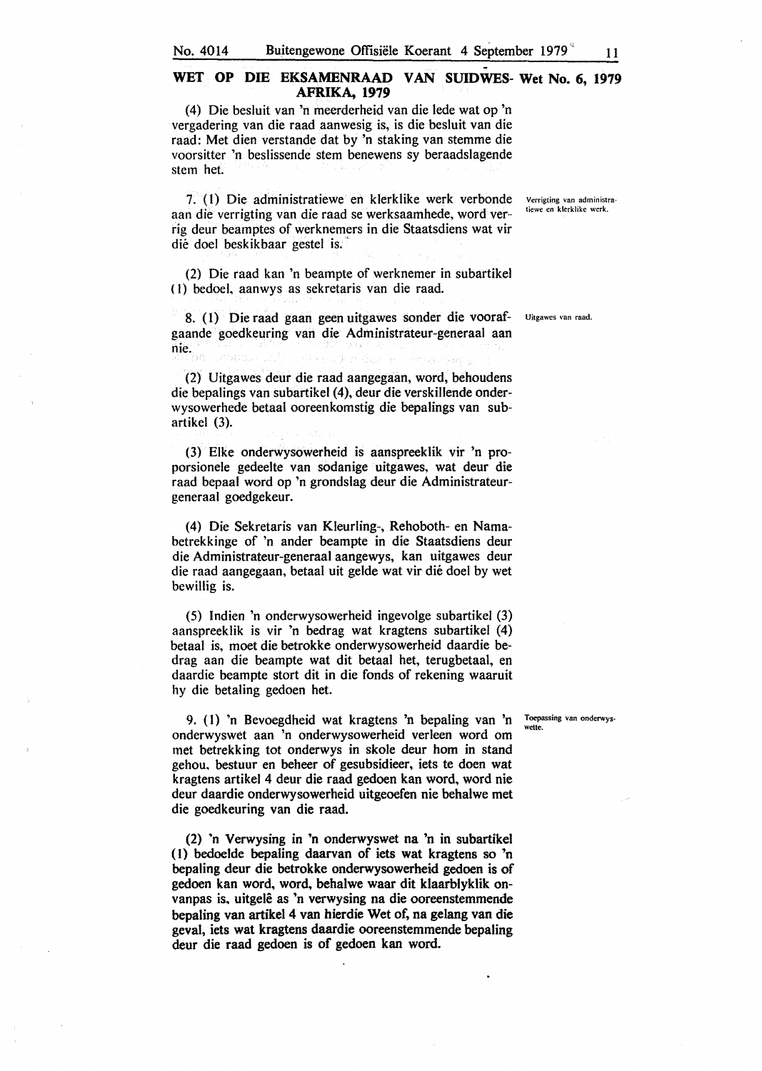**WET OP DIE EKSAMENRAAD VAN SUIDWES-AFRIKA, 1979** — **Wet No. 6, 1979**

(4) Die besluit van 'n meerderheid van die lede wat op 'n vergadering van die raad aanwesig is, is die besluit van die raad: Met dien verstande dat by 'n staking van stemme die voorsitter 'n beslissende stem benewens sy beraadslagende stem het.

Verrigting van administratiewe en klerklike werk.

7. (1) Die administratiewe en klerklike werk verbonde aan die verrigting van die raad se werksaamhede, word verrig deur beamptes of werknemers in die Staatsdiens wat vir dié doel beskikbaar gestel is.

(2) Die raad kan 'n beampte of werknemer in subartikel (1) bedoel, aanwys as sekretaris van die raad.

Uitgawes van raad.

8. (1) Die raad gaan geen uitgawes sonder die voorafgaande goedkeuring van die Administrateur-generaal aan nie.

(2) Uitgawes deur die raad aangegaan, word, behoudens die bepalings van subartikel (4), deur die verskillende onderwysowerhede betaal ooreenkomstig die bepalings van subartikel (3).

(3) Elke onderwysowerheid is aanspreeklik vir 'n proporsionele gedeelte van sodanige uitgawes, wat deur die raad bepaal word op 'n grondslag deur die Administrateur-generaal goedgekeur.

(4) Die Sekretaris van Kleurling-, Rehoboth- en Namabetrekkinge of 'n ander beampte in die Staatsdiens deur die Administrateur-generaal aangewys, kan uitgawes deur die raad aangegaan, betaal uit gelde wat vir dié doel by wet bewillig is.

(5) Indien 'n onderwysowerheid ingevolge subartikel (3) aanspreeklik is vir 'n bedrag wat kragtens subartikel (4) betaal is, moet die betrokke onderwysowerheid daardie bedrag aan die beampte wat dit betaal het, terugbetaal, en daardie beampte stort dit in die fonds of rekening waaruit hy die betaling gedoen het.

Toepassing van onderwyswette.

9. (1) 'n Bevoegdheid wat kragtens 'n bepaling van 'n onderwyswet aan 'n onderwysowerheid verleen word om met betrekking tot onderwys in skole deur hom in stand gehou, bestuur en beheer of gesubsidieer, iets te doen wat kragtens artikel 4 deur die raad gedoen kan word, word nie deur daardie onderwysowerheid uitgeoefen nie behalwe met die goedkeuring van die raad.

(2) 'n Verwysing in 'n onderwyswet na 'n in subartikel (1) bedoelde bepaling daarvan of iets wat kragtens so 'n bepaling deur die betrokke onderwysowerheid gedoen is of gedoen kan word, word, behalwe waar dit klaarblyklik onvanpas is, uitgelê as 'n verwysing na die ooreenstemmende bepaling van artikel 4 van hierdie Wet of, na gelang van die geval, iets wat kragtens daardie ooreenstemmende bepaling deur die raad gedoen is of gedoen kan word.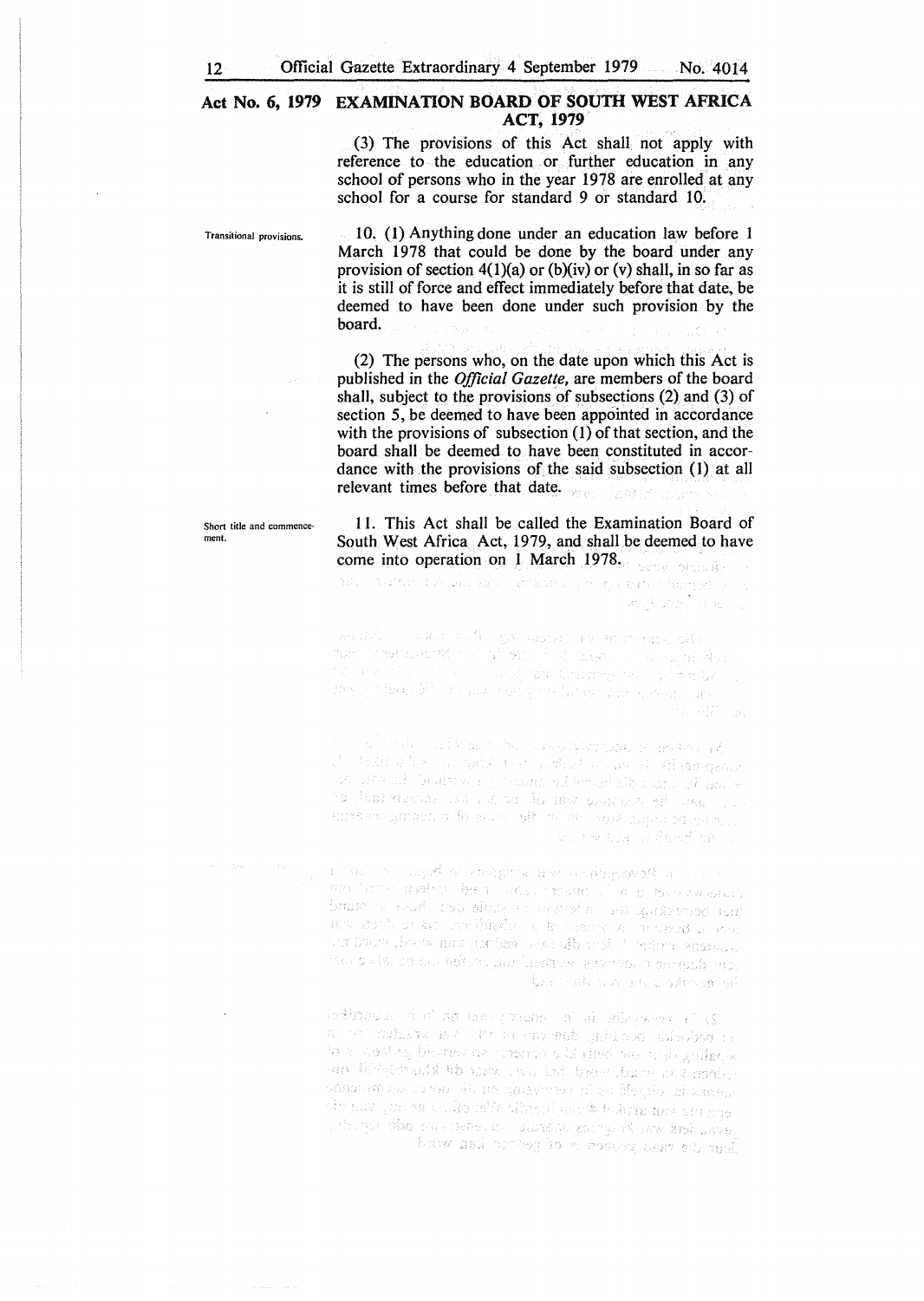**Act No. 6, 1979** **EXAMINATION BOARD OF SOUTH WEST AFRICA ACT, 1979**

(3) The provisions of this Act shall not apply with reference to the education or further education in any school of persons who in the year 1978 are enrolled at any school for a course for standard 9 or standard 10.

Transitional provisions.

10. (1) Anything done under an education law before 1 March 1978 that could be done by the board under any provision of section 4(1)(a) or (b)(iv) or (v) shall, in so far as it is still of force and effect immediately before that date, be deemed to have been done under such provision by the board.

(2) The persons who, on the date upon which this Act is published in the *Official Gazette*, are members of the board shall, subject to the provisions of subsections (2) and (3) of section 5, be deemed to have been appointed in accordance with the provisions of subsection (1) of that section, and the board shall be deemed to have been constituted in accordance with the provisions of the said subsection (1) at all relevant times before that date.

Short title and commencement.

11. This Act shall be called the Examination Board of South West Africa Act, 1979, and shall be deemed to have come into operation on 1 March 1978.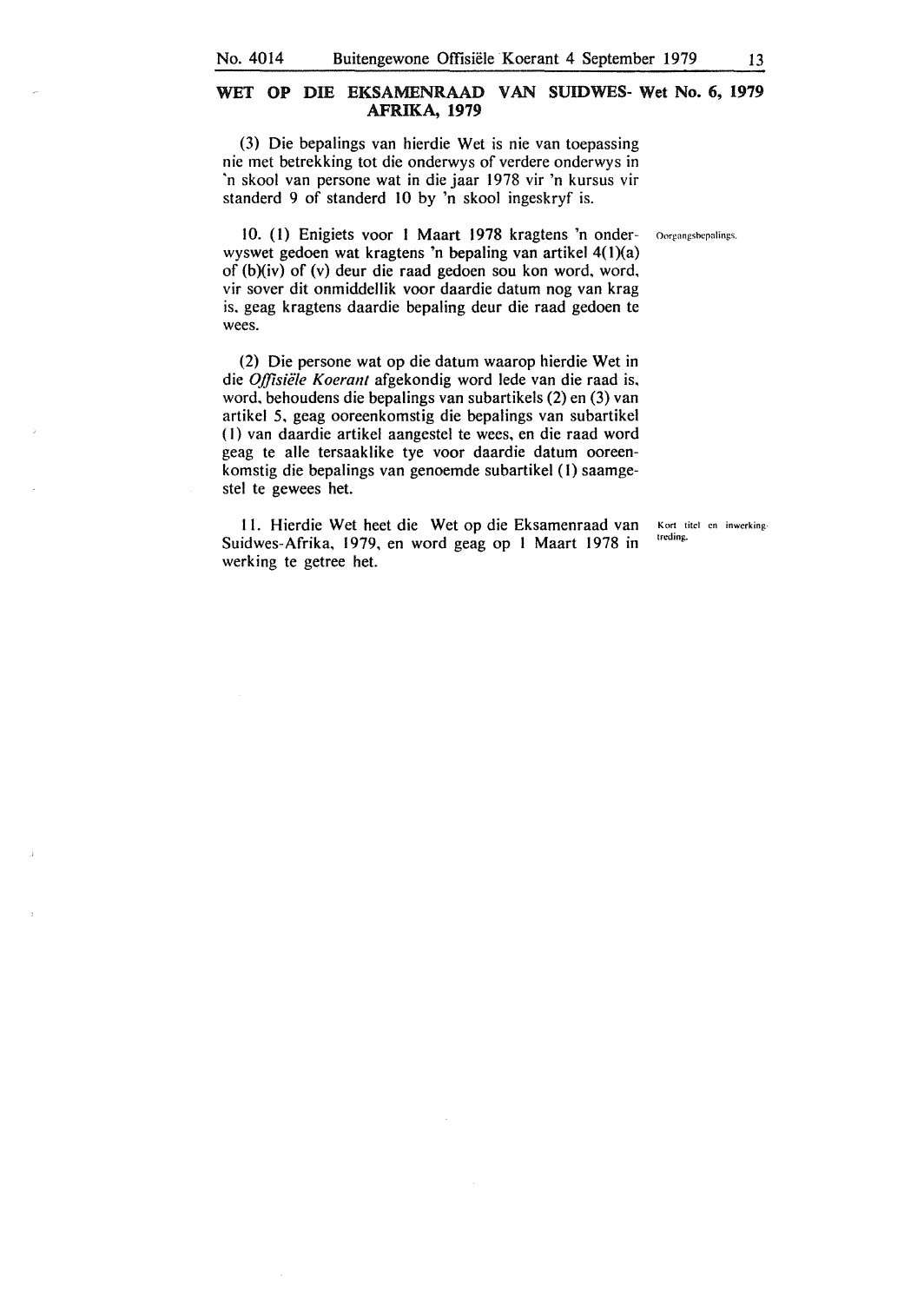## WET OP DIE EKSAMENRAAD VAN SUIDWES-AFRIKA, 1979 — Wet No. 6, 1979

(3) Die bepalings van hierdie Wet is nie van toepassing nie met betrekking tot die onderwys of verdere onderwys in 'n skool van persone wat in die jaar 1978 vir 'n kursus vir standerd 9 of standerd 10 by 'n skool ingeskryf is.

Oorgangsbepalings.

10. (1) Enigiets voor 1 Maart 1978 kragtens 'n onderwyswet gedoen wat kragtens 'n bepaling van artikel 4(1)(a) of (b)(iv) of (v) deur die raad gedoen sou kon word, word, vir sover dit onmiddellik voor daardie datum nog van krag is, geag kragtens daardie bepaling deur die raad gedoen te wees.

(2) Die persone wat op die datum waarop hierdie Wet in die *Offisiële Koerant* afgekondig word lede van die raad is, word, behoudens die bepalings van subartikels (2) en (3) van artikel 5, geag ooreenkomstig die bepalings van subartikel (1) van daardie artikel aangestel te wees, en die raad word geag te alle tersaaklike tye voor daardie datum ooreenkomstig die bepalings van genoemde subartikel (1) saamgestel te gewees het.

Kort titel en inwerkingtreding.

11. Hierdie Wet heet die Wet op die Eksamenraad van Suidwes-Afrika, 1979, en word geag op 1 Maart 1978 in werking te getree het.